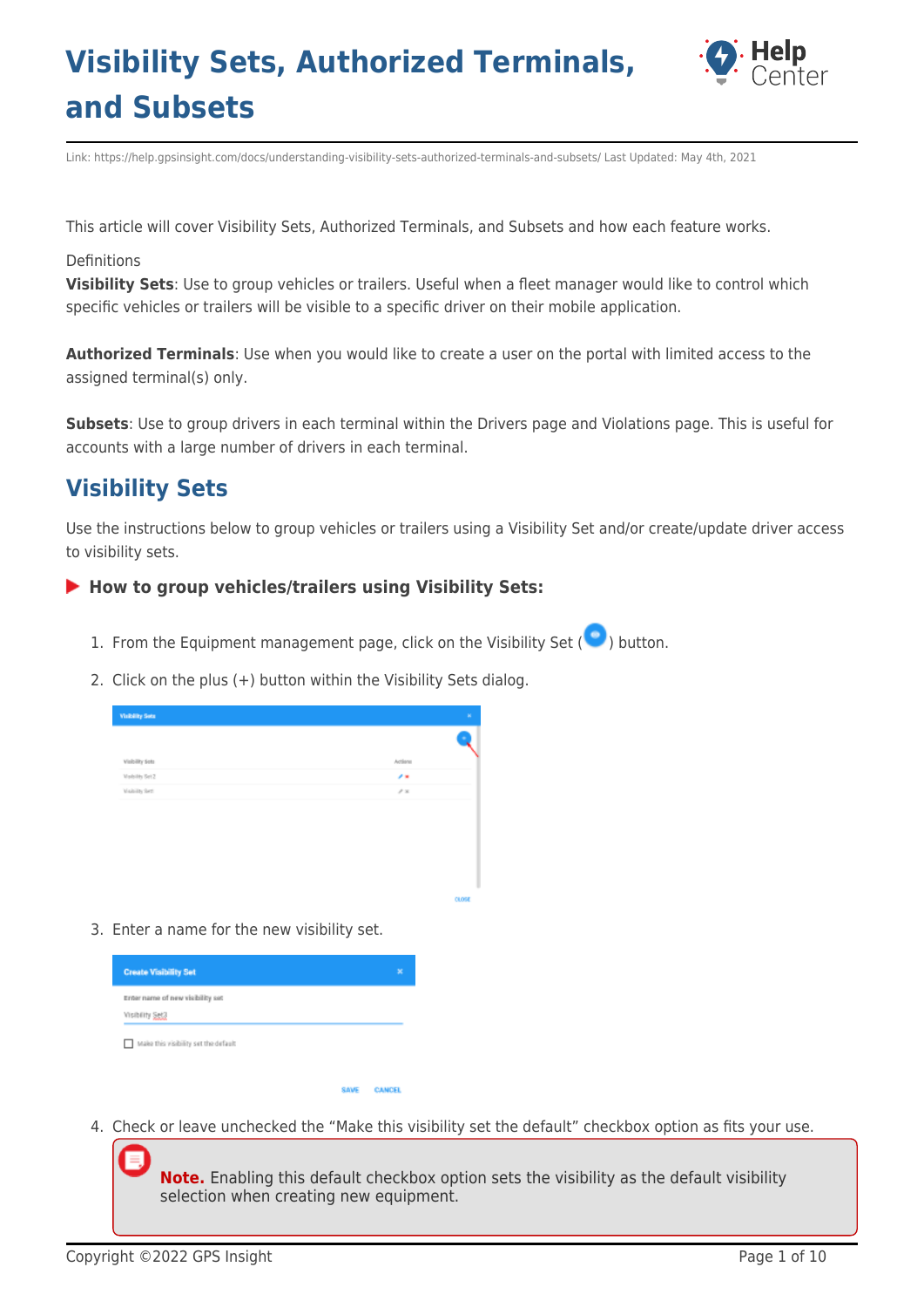# Visibility Sets, Authorized Terminals, and Subsets

Link: https://help.gpsinsight.com/docs/understanding-visibility-sets-authorized-terminals-and-subsets/ Last Updated: May 4th, 2021

This article will cover Visibility Sets, Authorized Terminals, and Subsets and how each feature works.

Definitions

**Visibility Sets**: Use to group vehicles or trailers. Useful when a fleet manager would like to control which specific vehicles or trailers will be visible to a specific driver on their mobile application.

**Authorized Terminals**: Use when you would like to create a user on the portal with limited access to the assigned terminal(s) only.

**Subsets**: Use to group drivers in each terminal within the Drivers page and Violations page. This is useful for accounts with a large number of drivers in each terminal.

## Visibility Sets

Use the instructions below to group vehicles or trailers using a Visibility Set and/or create/update driver access to visibility sets.

### How to group vehicles/trailers using Visibility Sets:

1. From the Equipment management page, click on the Visibility Set ( ) button.
2. Click on the plus (+) button within the Visibility Sets dialog.
3. Enter a name for the new visibility set.
4. Check or leave unchecked the "Make this visibility set the default" checkbox option as fits your use.

> **Note.** Enabling this default checkbox option sets the visibility as the default visibility selection when creating new equipment.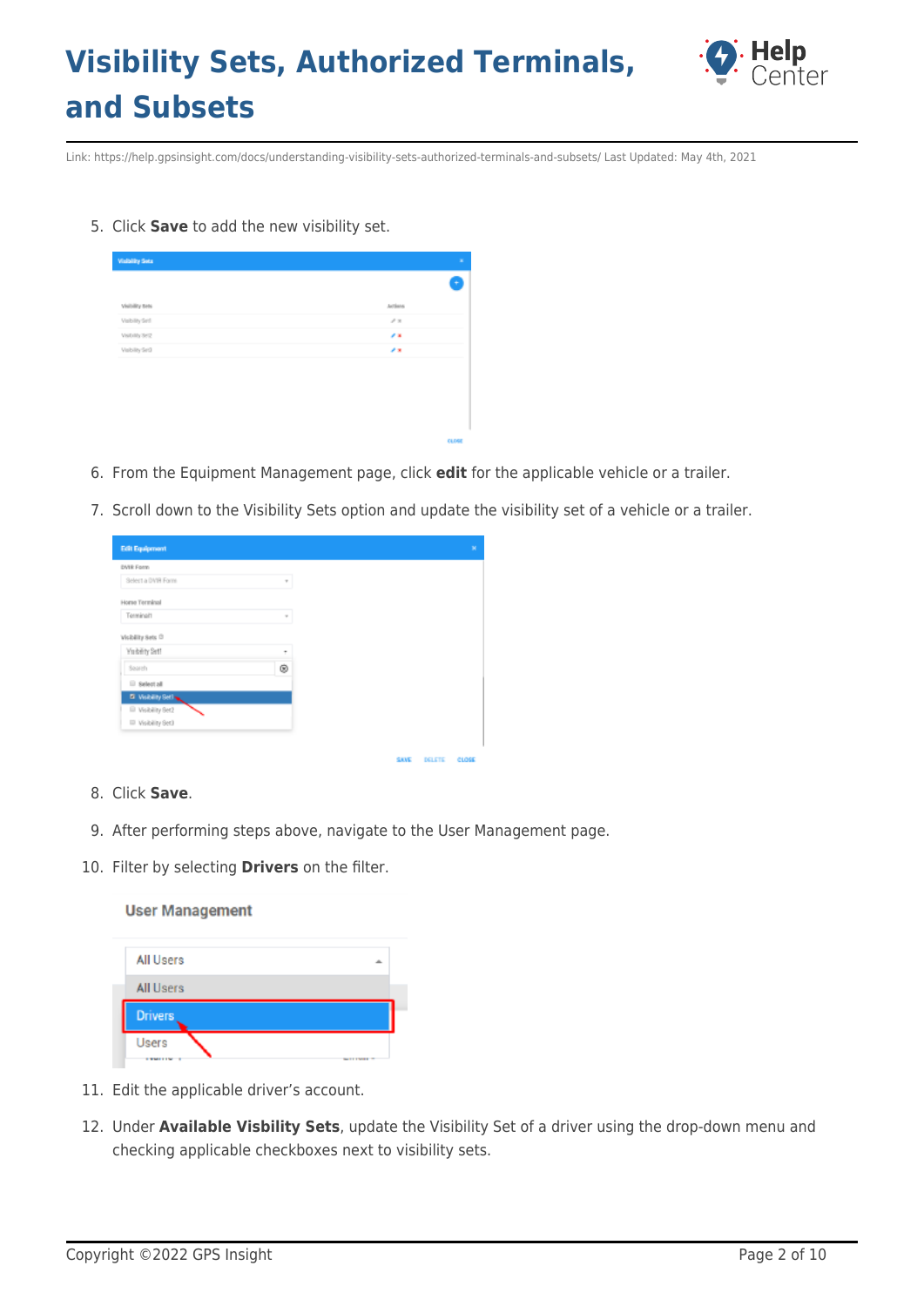5. Click **Save** to add the new visibility set.

6. From the Equipment Management page, click **edit** for the applicable vehicle or a trailer.
7. Scroll down to the Visibility Sets option and update the visibility set of a vehicle or a trailer.

8. Click **Save**.
9. After performing steps above, navigate to the User Management page.
10. Filter by selecting **Drivers** on the filter.

11. Edit the applicable driver's account.
12. Under **Available Visbility Sets**, update the Visibility Set of a driver using the drop-down menu and checking applicable checkboxes next to visibility sets.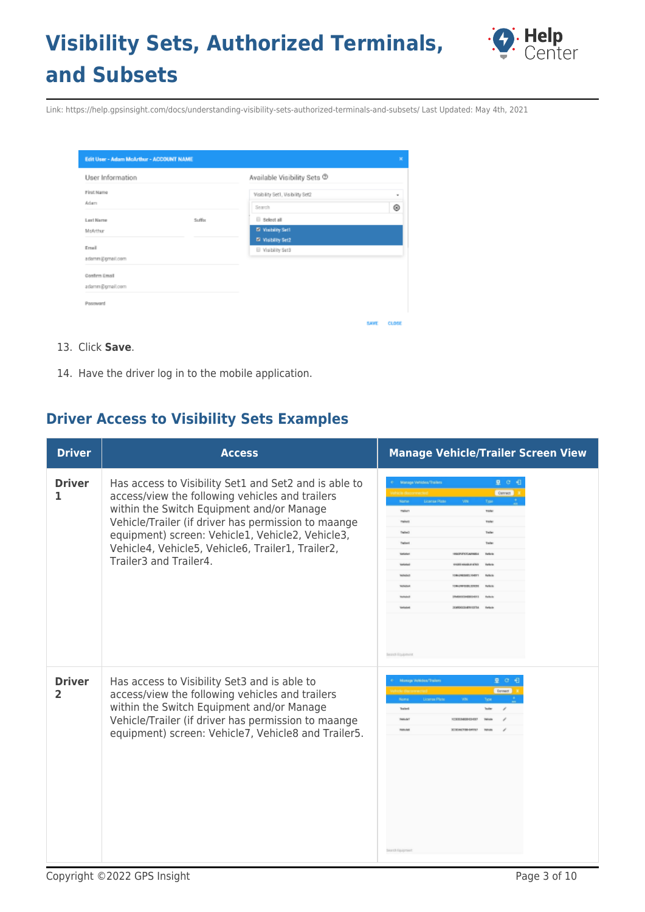13. Click **Save**.
14. Have the driver log in to the mobile application.

## Driver Access to Visibility Sets Examples

| Driver | Access | Manage Vehicle/Trailer Screen View |
|---|---|---|
| **Driver 1** | Has access to Visibility Set1 and Set2 and is able to access/view the following vehicles and trailers within the Switch Equipment and/or Manage Vehicle/Trailer (if driver has permission to maange equipment) screen: Vehicle1, Vehicle2, Vehicle3, Vehicle4, Vehicle5, Vehicle6, Trailer1, Trailer2, Trailer3 and Trailer4. | |
| **Driver 2** | Has access to Visibility Set3 and is able to access/view the following vehicles and trailers within the Switch Equipment and/or Manage Vehicle/Trailer (if driver has permission to maange equipment) screen: Vehicle7, Vehicle8 and Trailer5. | |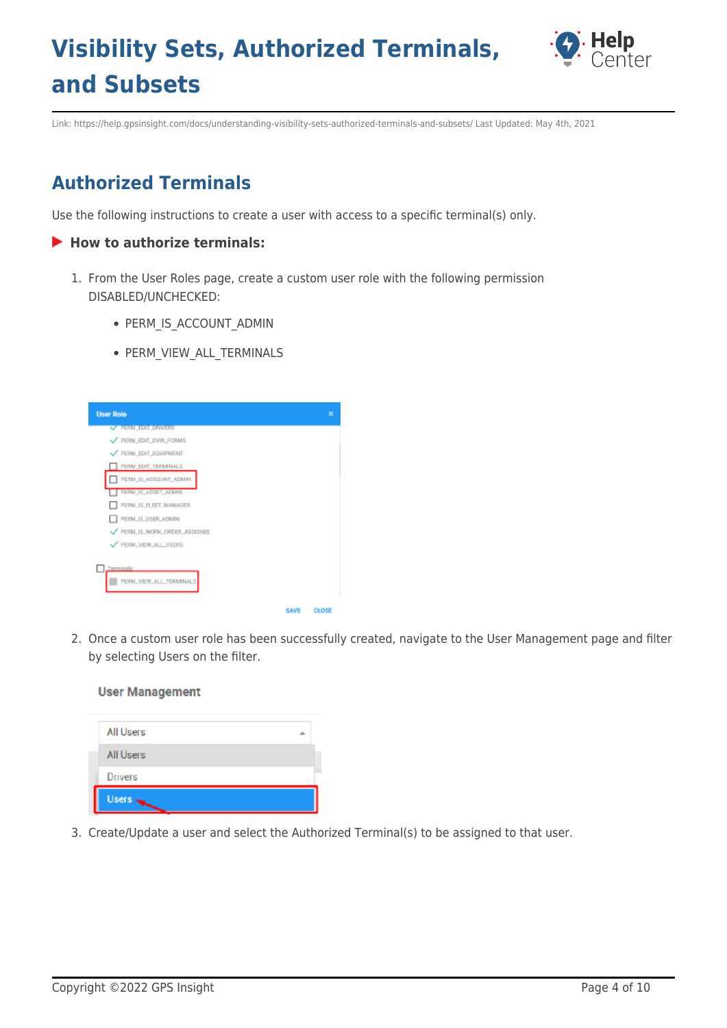## Authorized Terminals

Use the following instructions to create a user with access to a specific terminal(s) only.

### How to authorize terminals:

1. From the User Roles page, create a custom user role with the following permission DISABLED/UNCHECKED:
   - PERM_IS_ACCOUNT_ADMIN
   - PERM_VIEW_ALL_TERMINALS
2. Once a custom user role has been successfully created, navigate to the User Management page and filter by selecting Users on the filter.
3. Create/Update a user and select the Authorized Terminal(s) to be assigned to that user.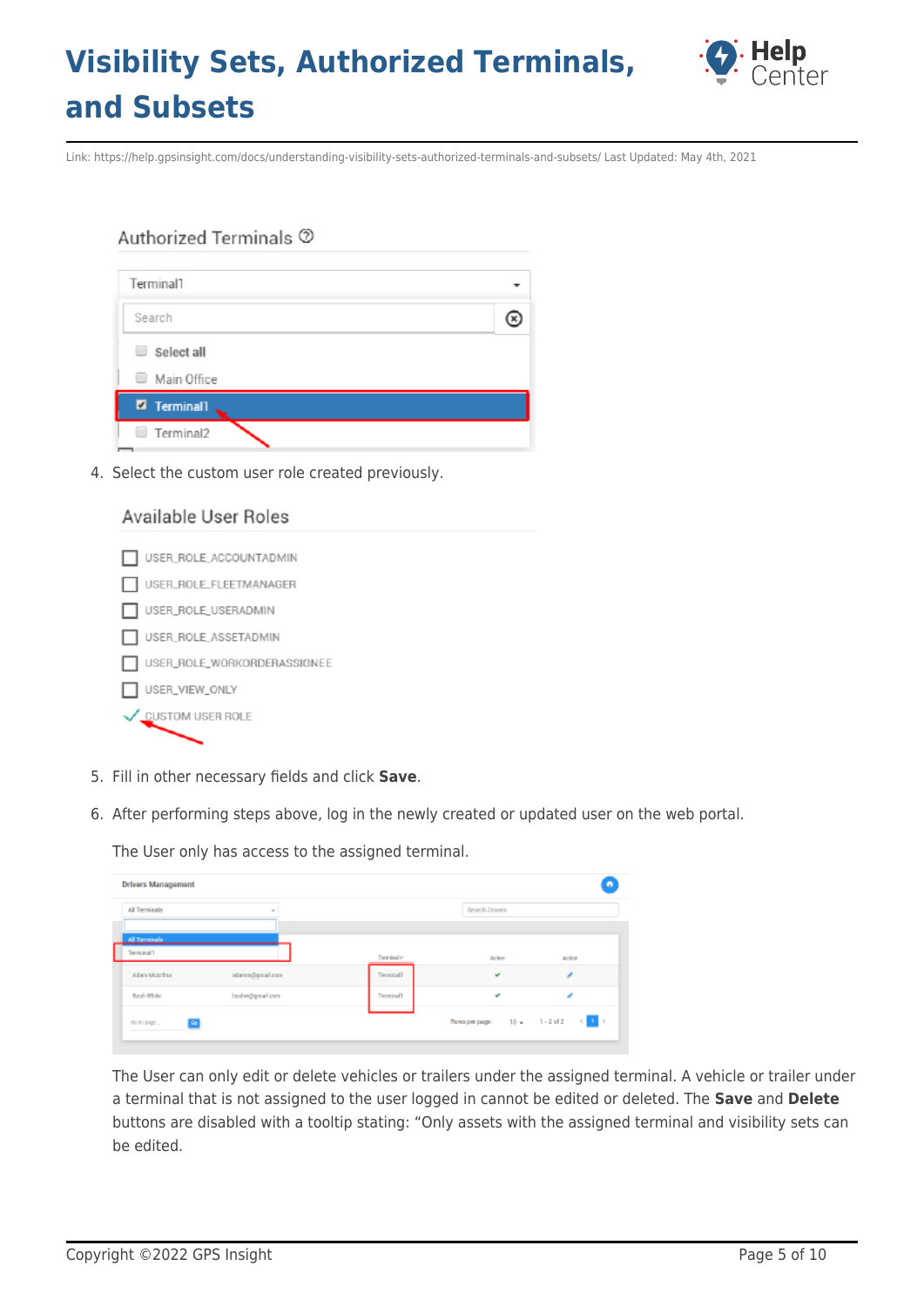4. Select the custom user role created previously.

5. Fill in other necessary fields and click **Save**.

6. After performing steps above, log in the newly created or updated user on the web portal.

   The User only has access to the assigned terminal.

   The User can only edit or delete vehicles or trailers under the assigned terminal. A vehicle or trailer under a terminal that is not assigned to the user logged in cannot be edited or deleted. The **Save** and **Delete** buttons are disabled with a tooltip stating: "Only assets with the assigned terminal and visibility sets can be edited.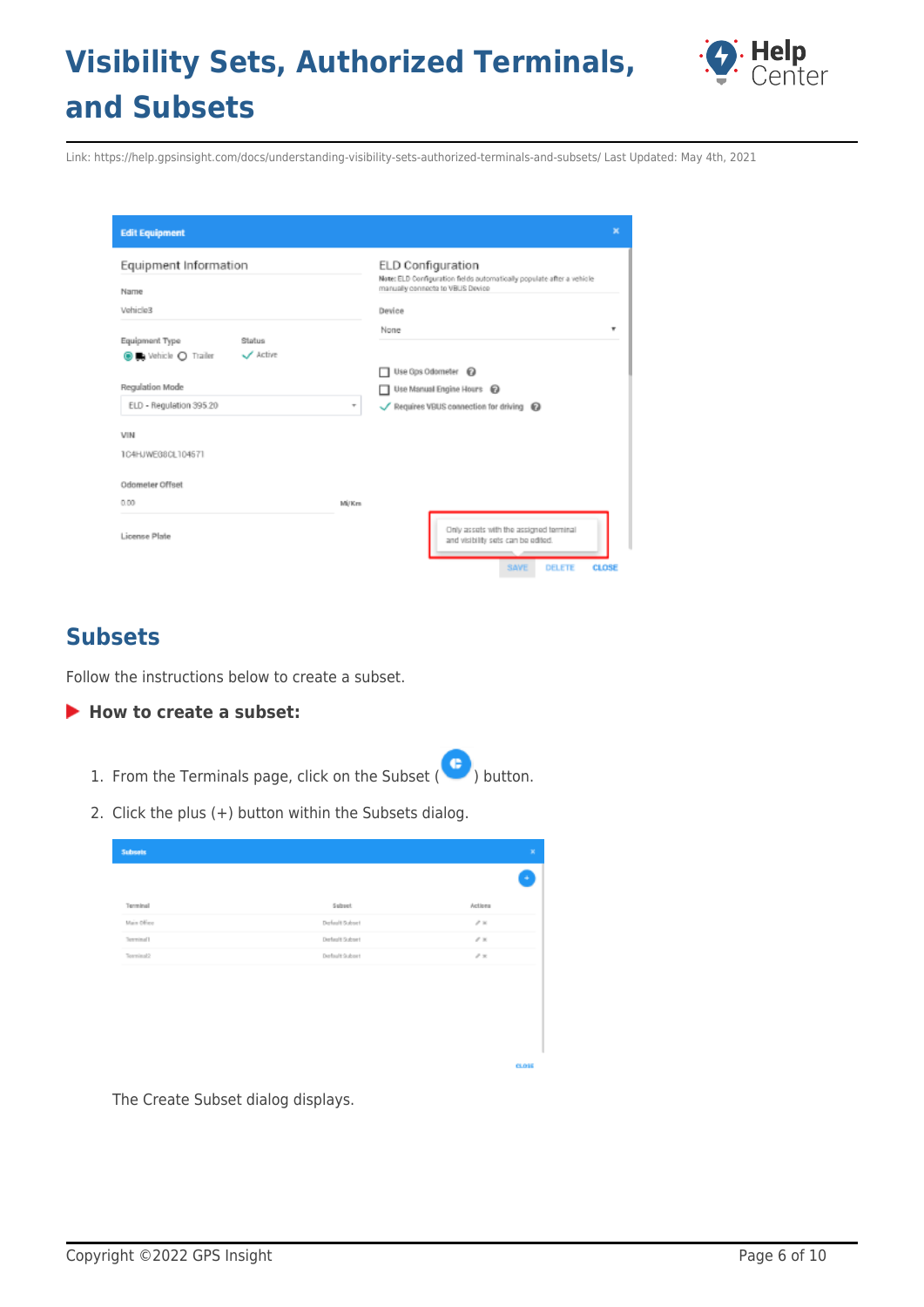## Subsets

Follow the instructions below to create a subset.

### How to create a subset:

1. From the Terminals page, click on the Subset ( ) button.
2. Click the plus (+) button within the Subsets dialog.

The Create Subset dialog displays.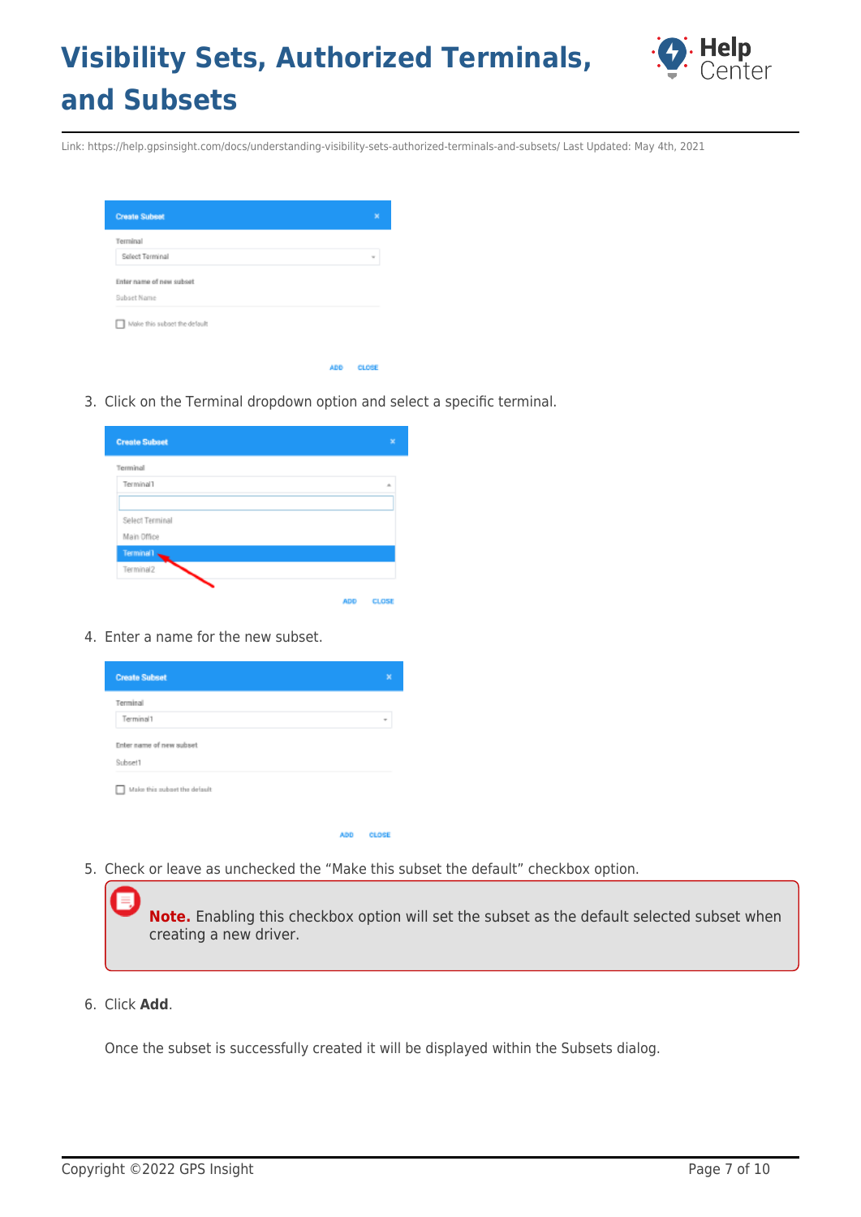3. Click on the Terminal dropdown option and select a specific terminal.

4. Enter a name for the new subset.

5. Check or leave as unchecked the "Make this subset the default" checkbox option.

> **Note.** Enabling this checkbox option will set the subset as the default selected subset when creating a new driver.

6. Click **Add**.

Once the subset is successfully created it will be displayed within the Subsets dialog.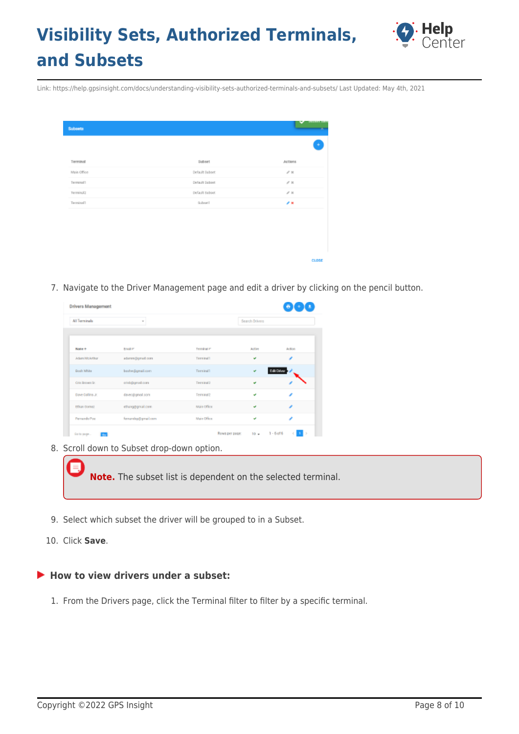7. Navigate to the Driver Management page and edit a driver by clicking on the pencil button.

8. Scroll down to Subset drop-down option.

**Note.** The subset list is dependent on the selected terminal.

9. Select which subset the driver will be grouped to in a Subset.

10. Click **Save**.

### How to view drivers under a subset:

1. From the Drivers page, click the Terminal filter to filter by a specific terminal.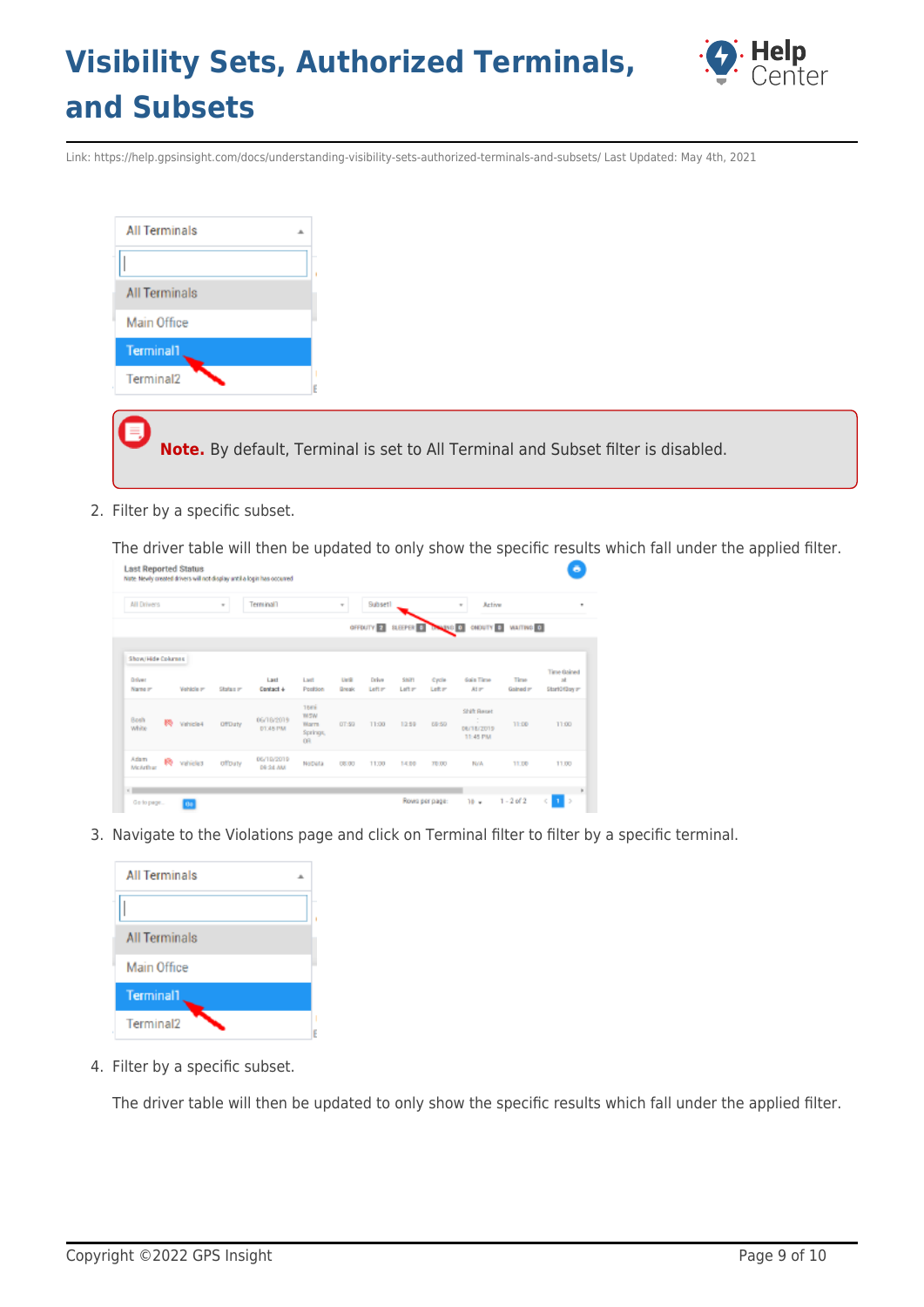**Note.** By default, Terminal is set to All Terminal and Subset filter is disabled.

2. Filter by a specific subset.

   The driver table will then be updated to only show the specific results which fall under the applied filter.

3. Navigate to the Violations page and click on Terminal filter to filter by a specific terminal.

4. Filter by a specific subset.

   The driver table will then be updated to only show the specific results which fall under the applied filter.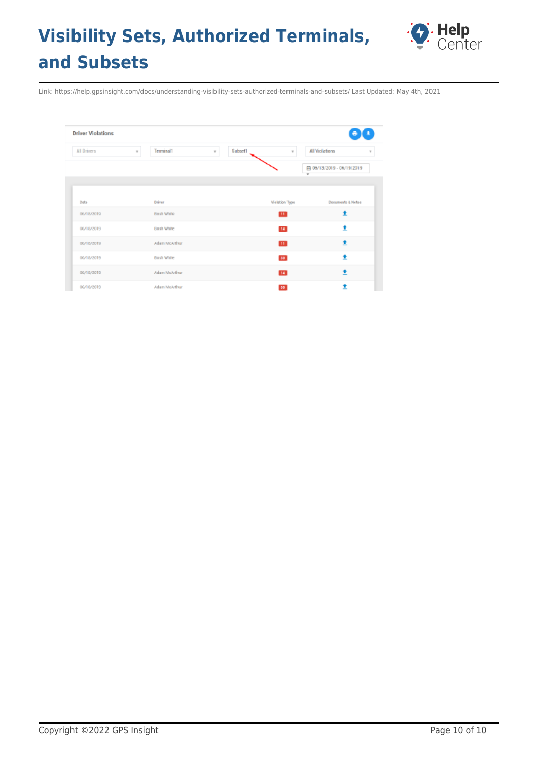Driver Violations

| All Drivers | Terminal1 | Subset1 | All Violations |
|---|---|---|---|

06/13/2019 - 06/19/2019

| Date | Driver | Violation Type | Documents & Notes |
|---|---|---|---|
| 06/18/2019 | Bosh White | 11 | |
| 06/18/2019 | Bosh White | 14 | |
| 06/18/2019 | Adam McArthur | 11 | |
| 06/18/2019 | Bosh White | 30 | |
| 06/18/2019 | Adam McArthur | 14 | |
| 06/18/2019 | Adam McArthur | 30 | |